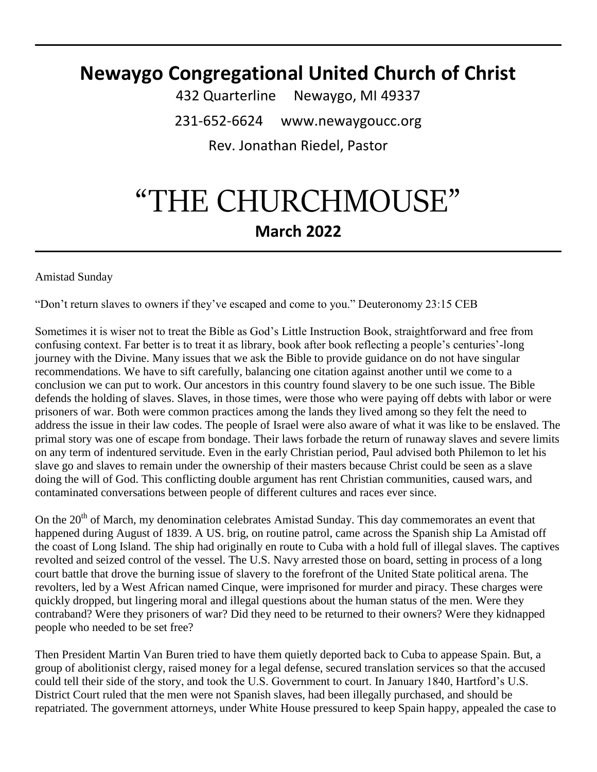# Newaygo Congregational United Church of Christ

432 Quarterline Newaygo, MI 49337

231-652-6624 www.newaygoucc.org

Rev. Jonathan Riedel, Pastor

# "THE CHURCHMOUSE"

## March 2022

Amistad Sunday

"Don't return slaves to owners if they've escaped and come to you." Deuteronomy 23:15 CEB

Sometimes it is wiser not to treat the Bible as God's Little Instruction Book, straightforward and free from confusing context. Far better is to treat it as library, book after book reflecting a people's centuries'-long journey with the Divine. Many issues that we ask the Bible to provide guidance on do not have singular recommendations. We have to sift carefully, balancing one citation against another until we come to a conclusion we can put to work. Our ancestors in this country found slavery to be one such issue. The Bible defends the holding of slaves. Slaves, in those times, were those who were paying off debts with labor or were prisoners of war. Both were common practices among the lands they lived among so they felt the need to address the issue in their law codes. The people of Israel were also aware of what it was like to be enslaved. The primal story was one of escape from bondage. Their laws forbade the return of runaway slaves and severe limits on any term of indentured servitude. Even in the early Christian period, Paul advised both Philemon to let his slave go and slaves to remain under the ownership of their masters because Christ could be seen as a slave doing the will of God. This conflicting double argument has rent Christian communities, caused wars, and contaminated conversations between people of different cultures and races ever since.

On the 20th of March, my denomination celebrates Amistad Sunday. This day commemorates an event that happened during August of 1839. A US. brig, on routine patrol, came across the Spanish ship La Amistad off the coast of Long Island. The ship had originally en route to Cuba with a hold full of illegal slaves. The captives revolted and seized control of the vessel. The U.S. Navy arrested those on board, setting in process of a long court battle that drove the burning issue of slavery to the forefront of the United State political arena. The revolters, led by a West African named Cinque, were imprisoned for murder and piracy. These charges were quickly dropped, but lingering moral and illegal questions about the human status of the men. Were they contraband? Were they prisoners of war? Did they need to be returned to their owners? Were they kidnapped people who needed to be set free?

Then President Martin Van Buren tried to have them quietly deported back to Cuba to appease Spain. But, a group of abolitionist clergy, raised money for a legal defense, secured translation services so that the accused could tell their side of the story, and took the U.S. Government to court. In January 1840, Hartford's U.S. District Court ruled that the men were not Spanish slaves, had been illegally purchased, and should be repatriated. The government attorneys, under White House pressured to keep Spain happy, appealed the case to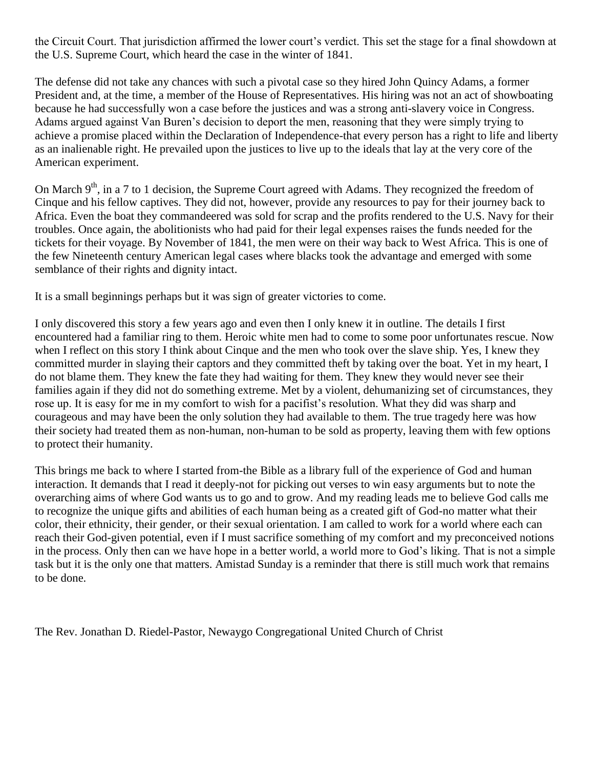the Circuit Court. That jurisdiction affirmed the lower court's verdict. This set the stage for a final showdown at the U.S. Supreme Court, which heard the case in the winter of 1841.

The defense did not take any chances with such a pivotal case so they hired John Quincy Adams, a former President and, at the time, a member of the House of Representatives. His hiring was not an act of showboating because he had successfully won a case before the justices and was a strong anti-slavery voice in Congress. Adams argued against Van Buren's decision to deport the men, reasoning that they were simply trying to achieve a promise placed within the Declaration of Independence-that every person has a right to life and liberty as an inalienable right. He prevailed upon the justices to live up to the ideals that lay at the very core of the American experiment.

On March 9th, in a 7 to 1 decision, the Supreme Court agreed with Adams. They recognized the freedom of Cinque and his fellow captives. They did not, however, provide any resources to pay for their journey back to Africa. Even the boat they commandeered was sold for scrap and the profits rendered to the U.S. Navy for their troubles. Once again, the abolitionists who had paid for their legal expenses raises the funds needed for the tickets for their voyage. By November of 1841, the men were on their way back to West Africa. This is one of the few Nineteenth century American legal cases where blacks took the advantage and emerged with some semblance of their rights and dignity intact.

It is a small beginnings perhaps but it was sign of greater victories to come.

I only discovered this story a few years ago and even then I only knew it in outline. The details I first encountered had a familiar ring to them. Heroic white men had to come to some poor unfortunates rescue. Now when I reflect on this story I think about Cinque and the men who took over the slave ship. Yes, I knew they committed murder in slaying their captors and they committed theft by taking over the boat. Yet in my heart, I do not blame them. They knew the fate they had waiting for them. They knew they would never see their families again if they did not do something extreme. Met by a violent, dehumanizing set of circumstances, they rose up. It is easy for me in my comfort to wish for a pacifist's resolution. What they did was sharp and courageous and may have been the only solution they had available to them. The true tragedy here was how their society had treated them as non-human, non-human to be sold as property, leaving them with few options to protect their humanity.

This brings me back to where I started from-the Bible as a library full of the experience of God and human interaction. It demands that I read it deeply-not for picking out verses to win easy arguments but to note the overarching aims of where God wants us to go and to grow. And my reading leads me to believe God calls me to recognize the unique gifts and abilities of each human being as a created gift of God-no matter what their color, their ethnicity, their gender, or their sexual orientation. I am called to work for a world where each can reach their God-given potential, even if I must sacrifice something of my comfort and my preconceived notions in the process. Only then can we have hope in a better world, a world more to God's liking. That is not a simple task but it is the only one that matters. Amistad Sunday is a reminder that there is still much work that remains to be done.

The Rev. Jonathan D. Riedel-Pastor, Newaygo Congregational United Church of Christ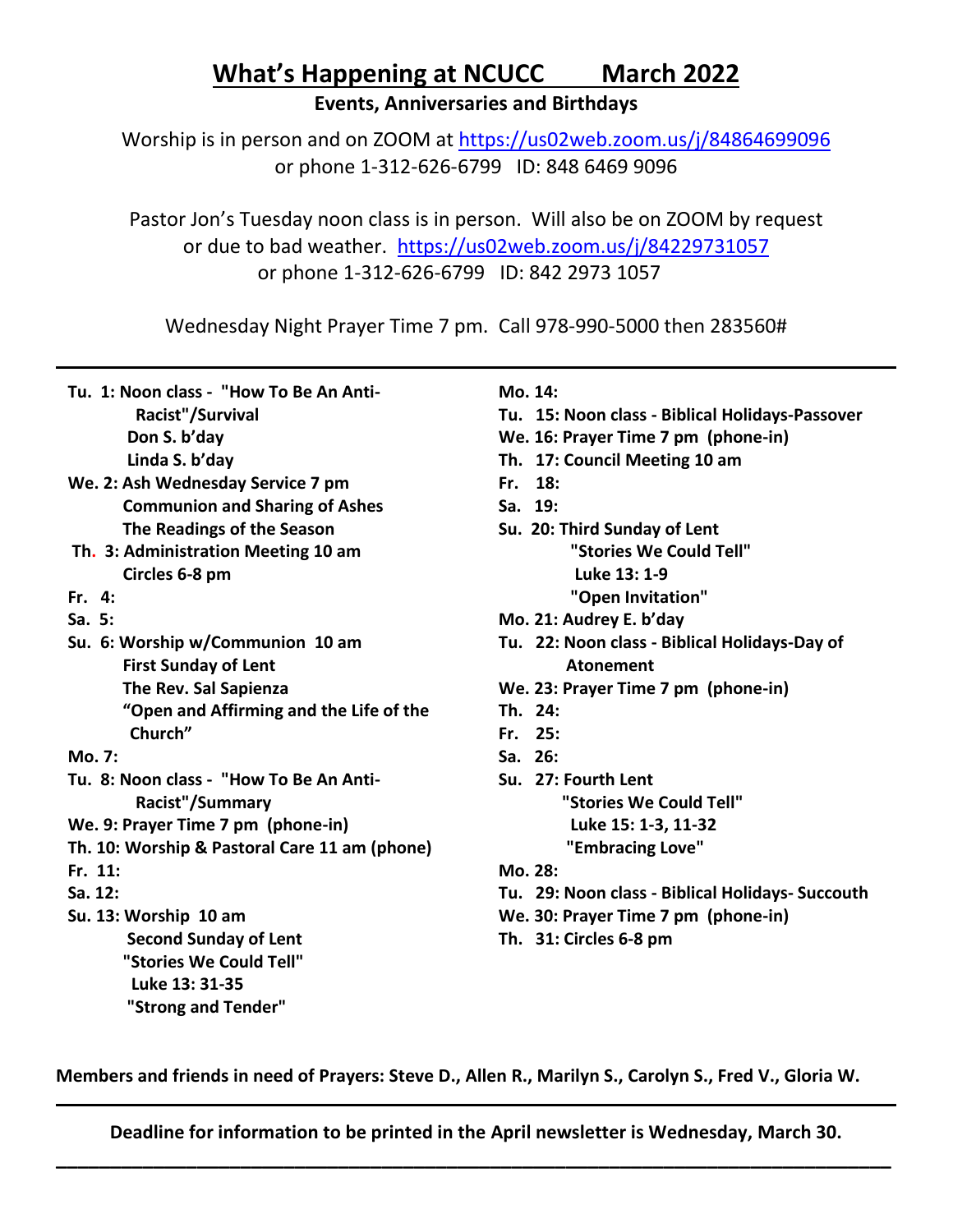# What's Happening at NCUCC March 2022

**Events, Anniversaries and Birthdays**

Worship is in person and on ZOOM at https://us02web.zoom.us/j/84864699096
or phone 1-312-626-6799 ID: 848 6469 9096

Pastor Jon's Tuesday noon class is in person. Will also be on ZOOM by request or due to bad weather. https://us02web.zoom.us/j/84229731057
or phone 1-312-626-6799 ID: 842 2973 1057

Wednesday Night Prayer Time 7 pm. Call 978-990-5000 then 283560#

---

**Tu. 1: Noon class - "How To Be An Anti-Racist"/Survival**
**Don S. b'day**
**Linda S. b'day**

**We. 2: Ash Wednesday Service 7 pm**
**Communion and Sharing of Ashes**
**The Readings of the Season**

**Th. 3: Administration Meeting 10 am**
**Circles 6-8 pm**

**Fr. 4:**

**Sa. 5:**

**Su. 6: Worship w/Communion 10 am**
**First Sunday of Lent**
**The Rev. Sal Sapienza**
**"Open and Affirming and the Life of the Church"**

**Mo. 7:**

**Tu. 8: Noon class - "How To Be An Anti-Racist"/Summary**

**We. 9: Prayer Time 7 pm (phone-in)**

**Th. 10: Worship & Pastoral Care 11 am (phone)**

**Fr. 11:**

**Sa. 12:**

**Su. 13: Worship 10 am**
**Second Sunday of Lent**
**"Stories We Could Tell"**
**Luke 13: 31-35**
**"Strong and Tender"**

**Mo. 14:**

**Tu. 15: Noon class - Biblical Holidays-Passover**

**We. 16: Prayer Time 7 pm (phone-in)**

**Th. 17: Council Meeting 10 am**

**Fr. 18:**

**Sa. 19:**

**Su. 20: Third Sunday of Lent**
**"Stories We Could Tell"**
**Luke 13: 1-9**
**"Open Invitation"**

**Mo. 21: Audrey E. b'day**

**Tu. 22: Noon class - Biblical Holidays-Day of Atonement**

**We. 23: Prayer Time 7 pm (phone-in)**

**Th. 24:**

**Fr. 25:**

**Sa. 26:**

**Su. 27: Fourth Lent**
**"Stories We Could Tell"**
**Luke 15: 1-3, 11-32**
**"Embracing Love"**

**Mo. 28:**

**Tu. 29: Noon class - Biblical Holidays- Succouth**

**We. 30: Prayer Time 7 pm (phone-in)**

**Th. 31: Circles 6-8 pm**

**Members and friends in need of Prayers: Steve D., Allen R., Marilyn S., Carolyn S., Fred V., Gloria W.**

---

**Deadline for information to be printed in the April newsletter is Wednesday, March 30.**

---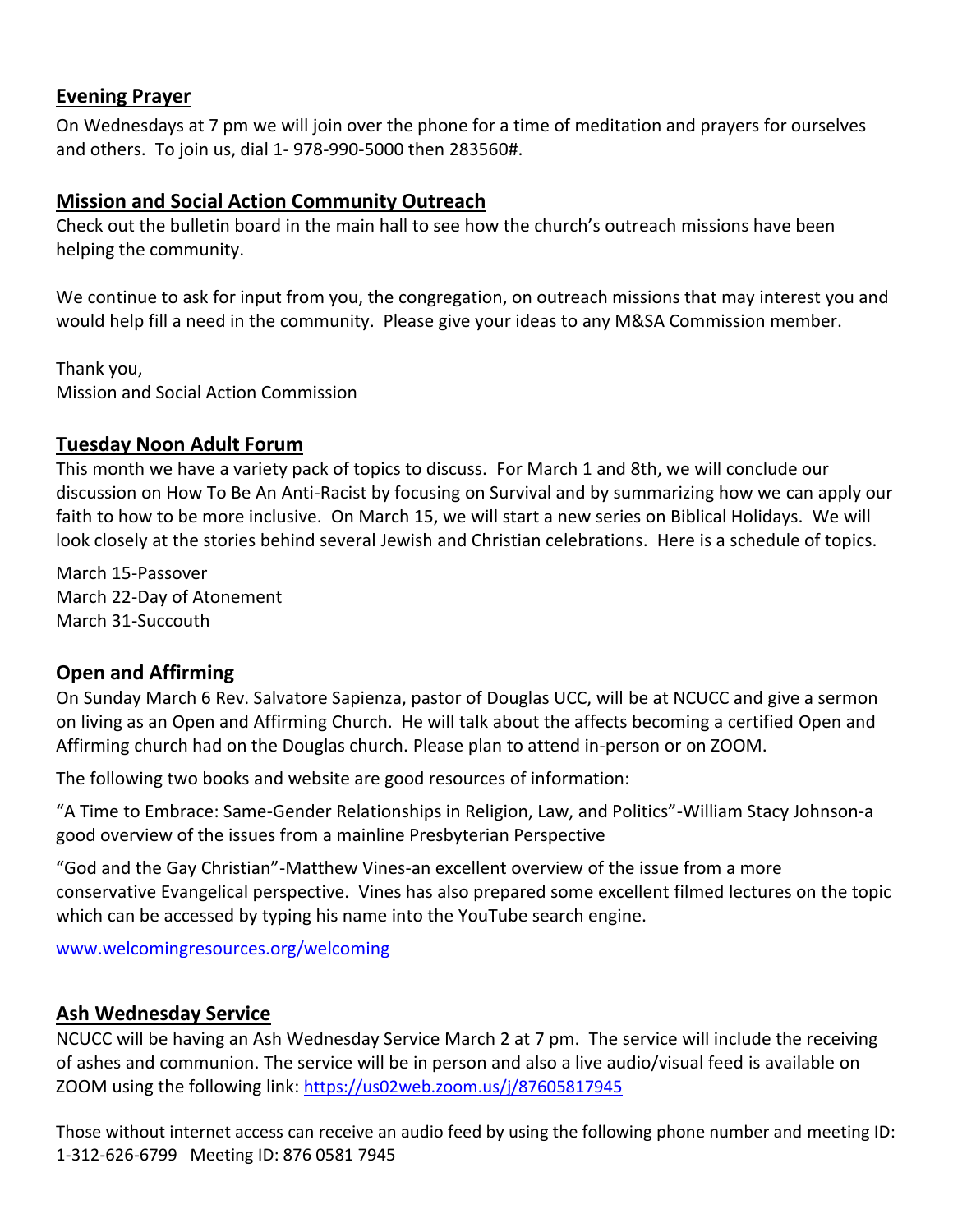## Evening Prayer

On Wednesdays at 7 pm we will join over the phone for a time of meditation and prayers for ourselves and others. To join us, dial 1- 978-990-5000 then 283560#.

## Mission and Social Action Community Outreach

Check out the bulletin board in the main hall to see how the church's outreach missions have been helping the community.

We continue to ask for input from you, the congregation, on outreach missions that may interest you and would help fill a need in the community. Please give your ideas to any M&SA Commission member.

Thank you,
Mission and Social Action Commission

## Tuesday Noon Adult Forum

This month we have a variety pack of topics to discuss. For March 1 and 8th, we will conclude our discussion on How To Be An Anti-Racist by focusing on Survival and by summarizing how we can apply our faith to how to be more inclusive. On March 15, we will start a new series on Biblical Holidays. We will look closely at the stories behind several Jewish and Christian celebrations. Here is a schedule of topics.

March 15-Passover
March 22-Day of Atonement
March 31-Succouth

## Open and Affirming

On Sunday March 6 Rev. Salvatore Sapienza, pastor of Douglas UCC, will be at NCUCC and give a sermon on living as an Open and Affirming Church. He will talk about the affects becoming a certified Open and Affirming church had on the Douglas church. Please plan to attend in-person or on ZOOM.

The following two books and website are good resources of information:

"A Time to Embrace: Same-Gender Relationships in Religion, Law, and Politics"-William Stacy Johnson-a good overview of the issues from a mainline Presbyterian Perspective

"God and the Gay Christian"-Matthew Vines-an excellent overview of the issue from a more conservative Evangelical perspective. Vines has also prepared some excellent filmed lectures on the topic which can be accessed by typing his name into the YouTube search engine.

[www.welcomingresources.org/welcoming](www.welcomingresources.org/welcoming)

## Ash Wednesday Service

NCUCC will be having an Ash Wednesday Service March 2 at 7 pm. The service will include the receiving of ashes and communion. The service will be in person and also a live audio/visual feed is available on ZOOM using the following link: [https://us02web.zoom.us/j/87605817945](https://us02web.zoom.us/j/87605817945)

Those without internet access can receive an audio feed by using the following phone number and meeting ID: 1-312-626-6799 Meeting ID: 876 0581 7945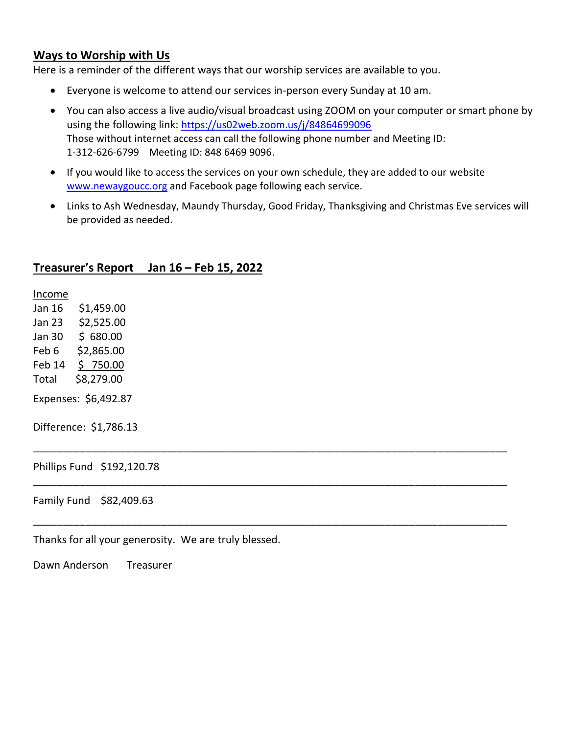## Ways to Worship with Us

Here is a reminder of the different ways that our worship services are available to you.

- Everyone is welcome to attend our services in-person every Sunday at 10 am.
- You can also access a live audio/visual broadcast using ZOOM on your computer or smart phone by using the following link: https://us02web.zoom.us/j/84864699096
  Those without internet access can call the following phone number and Meeting ID:
  1-312-626-6799 Meeting ID: 848 6469 9096.
- If you would like to access the services on your own schedule, they are added to our website www.newaygoucc.org and Facebook page following each service.
- Links to Ash Wednesday, Maundy Thursday, Good Friday, Thanksgiving and Christmas Eve services will be provided as needed.

## Treasurer's Report Jan 16 – Feb 15, 2022

Income

| | |
|---|---|
| Jan 16 | $1,459.00 |
| Jan 23 | $2,525.00 |
| Jan 30 | $ 680.00 |
| Feb 6 | $2,865.00 |
| Feb 14 | $ 750.00 |
| Total | $8,279.00 |

Expenses: $6,492.87

Difference: $1,786.13

---

Phillips Fund $192,120.78

---

Family Fund $82,409.63

---

Thanks for all your generosity. We are truly blessed.

Dawn Anderson Treasurer